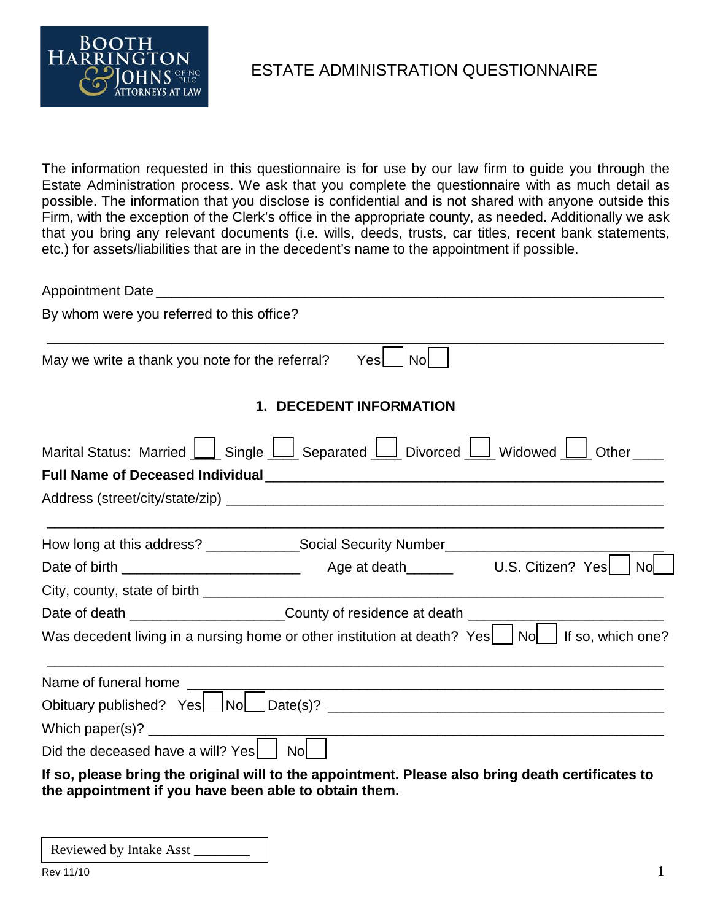BOOTH HARRINGTON & JOHNS OF NC PLLC
ATTORNEYS AT LAW

# ESTATE ADMINISTRATION QUESTIONNAIRE

The information requested in this questionnaire is for use by our law firm to guide you through the Estate Administration process. We ask that you complete the questionnaire with as much detail as possible. The information that you disclose is confidential and is not shared with anyone outside this Firm, with the exception of the Clerk's office in the appropriate county, as needed. Additionally we ask that you bring any relevant documents (i.e. wills, deeds, trusts, car titles, recent bank statements, etc.) for assets/liabilities that are in the decedent's name to the appointment if possible.

Appointment Date ____________________________________________________________

By whom were you referred to this office?

______________________________________________________________________________

May we write a thank you note for the referral? Yes☐ No☐

## 1. DECEDENT INFORMATION

Marital Status: Married ☐ Single ☐ Separated ☐ Divorced ☐ Widowed ☐ Other ____

**Full Name of Deceased Individual** ____________________________________________

Address (street/city/state/zip) _________________________________________________

______________________________________________________________________________

How long at this address? ____________ Social Security Number ____________________

Date of birth ________________________ Age at death ______ U.S. Citizen? Yes☐ No☐

City, county, state of birth ____________________________________________________

Date of death ____________________ County of residence at death _________________

Was decedent living in a nursing home or other institution at death? Yes☐ No☐ If so, which one?

______________________________________________________________________________

Name of funeral home _______________________________________________________

Obituary published? Yes☐ No☐ Date(s)? ________________________________________

Which paper(s)? ____________________________________________________________

Did the deceased have a will? Yes☐ No☐

**If so, please bring the original will to the appointment. Please also bring death certificates to the appointment if you have been able to obtain them.**

Reviewed by Intake Asst ________

Rev 11/10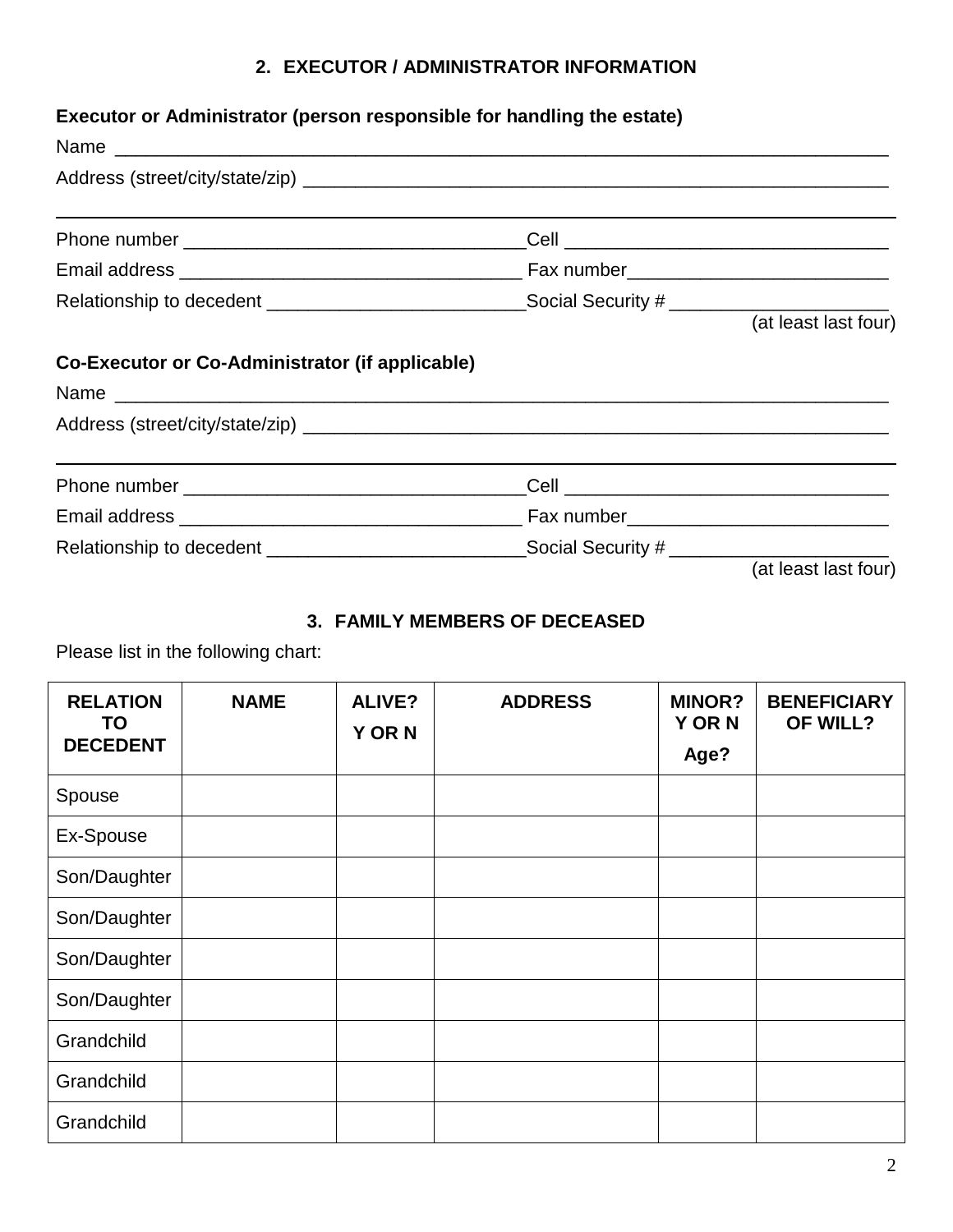## 2. EXECUTOR / ADMINISTRATOR INFORMATION

**Executor or Administrator (person responsible for handling the estate)**

Name ___________________________________________________________________________

Address (street/city/state/zip) __________________________________________________________

_______________________________________________________________________________

Phone number _________________________________Cell _______________________________

Email address _________________________________ Fax number_________________________

Relationship to decedent _________________________Social Security # _____________________
(at least last four)

**Co-Executor or Co-Administrator (if applicable)**

Name ___________________________________________________________________________

Address (street/city/state/zip) __________________________________________________________

_______________________________________________________________________________

Phone number _________________________________Cell _______________________________

Email address _________________________________ Fax number_________________________

Relationship to decedent _________________________Social Security # _____________________
(at least last four)

## 3. FAMILY MEMBERS OF DECEASED

Please list in the following chart:

| RELATION TO DECEDENT | NAME | ALIVE? Y OR N | ADDRESS | MINOR? Y OR N Age? | BENEFICIARY OF WILL? |
|---|---|---|---|---|---|
| Spouse | | | | | |
| Ex-Spouse | | | | | |
| Son/Daughter | | | | | |
| Son/Daughter | | | | | |
| Son/Daughter | | | | | |
| Son/Daughter | | | | | |
| Grandchild | | | | | |
| Grandchild | | | | | |
| Grandchild | | | | | |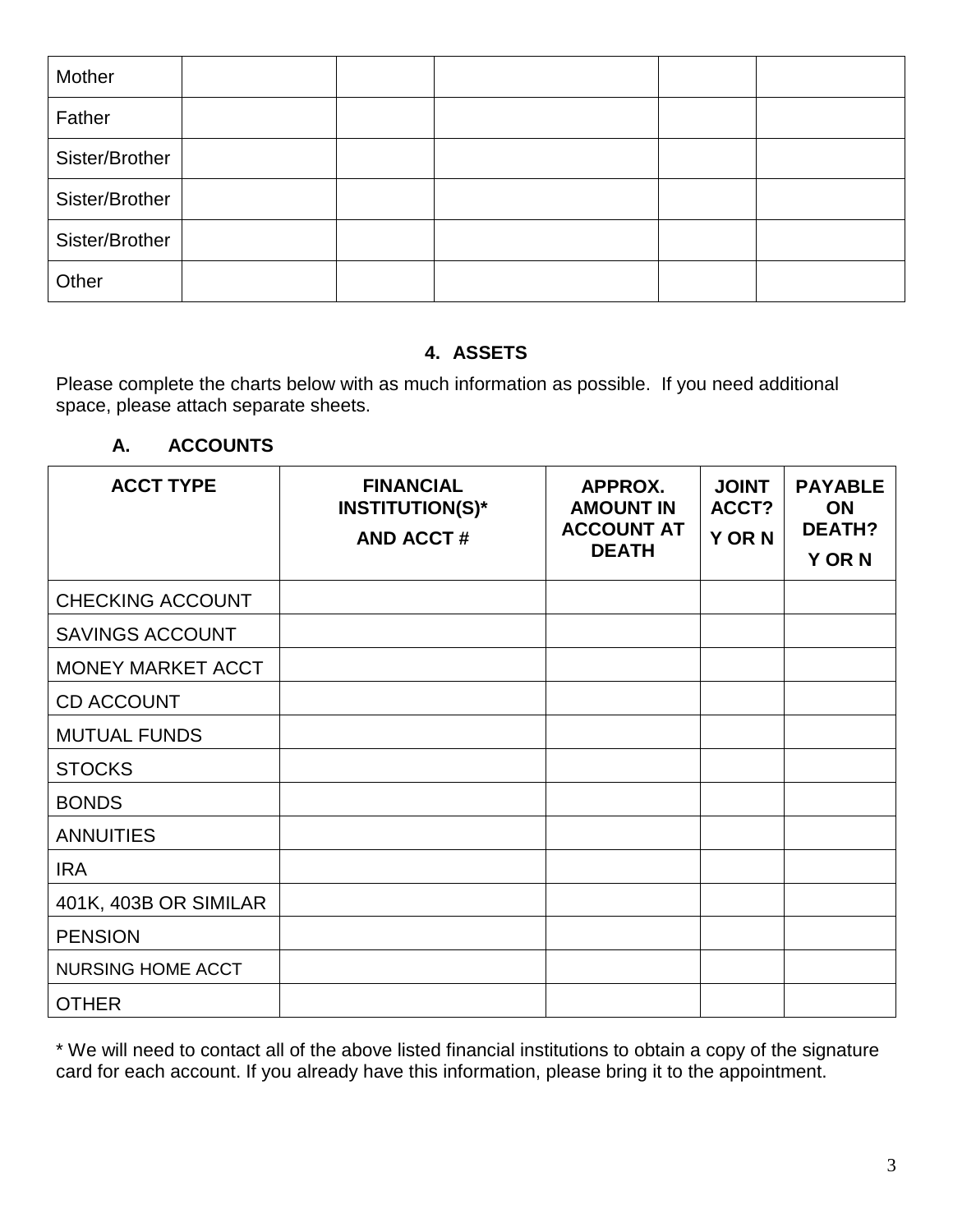| Mother | | | | | |
| --- | --- | --- | --- | --- | --- |
| Father | | | | | |
| Sister/Brother | | | | | |
| Sister/Brother | | | | | |
| Sister/Brother | | | | | |
| Other | | | | | |

## 4. ASSETS

Please complete the charts below with as much information as possible. If you need additional space, please attach separate sheets.

### A. ACCOUNTS

| ACCT TYPE | FINANCIAL INSTITUTION(S)* AND ACCT # | APPROX. AMOUNT IN ACCOUNT AT DEATH | JOINT ACCT? Y OR N | PAYABLE ON DEATH? Y OR N |
| --- | --- | --- | --- | --- |
| CHECKING ACCOUNT | | | | |
| SAVINGS ACCOUNT | | | | |
| MONEY MARKET ACCT | | | | |
| CD ACCOUNT | | | | |
| MUTUAL FUNDS | | | | |
| STOCKS | | | | |
| BONDS | | | | |
| ANNUITIES | | | | |
| IRA | | | | |
| 401K, 403B OR SIMILAR | | | | |
| PENSION | | | | |
| NURSING HOME ACCT | | | | |
| OTHER | | | | |

* We will need to contact all of the above listed financial institutions to obtain a copy of the signature card for each account. If you already have this information, please bring it to the appointment.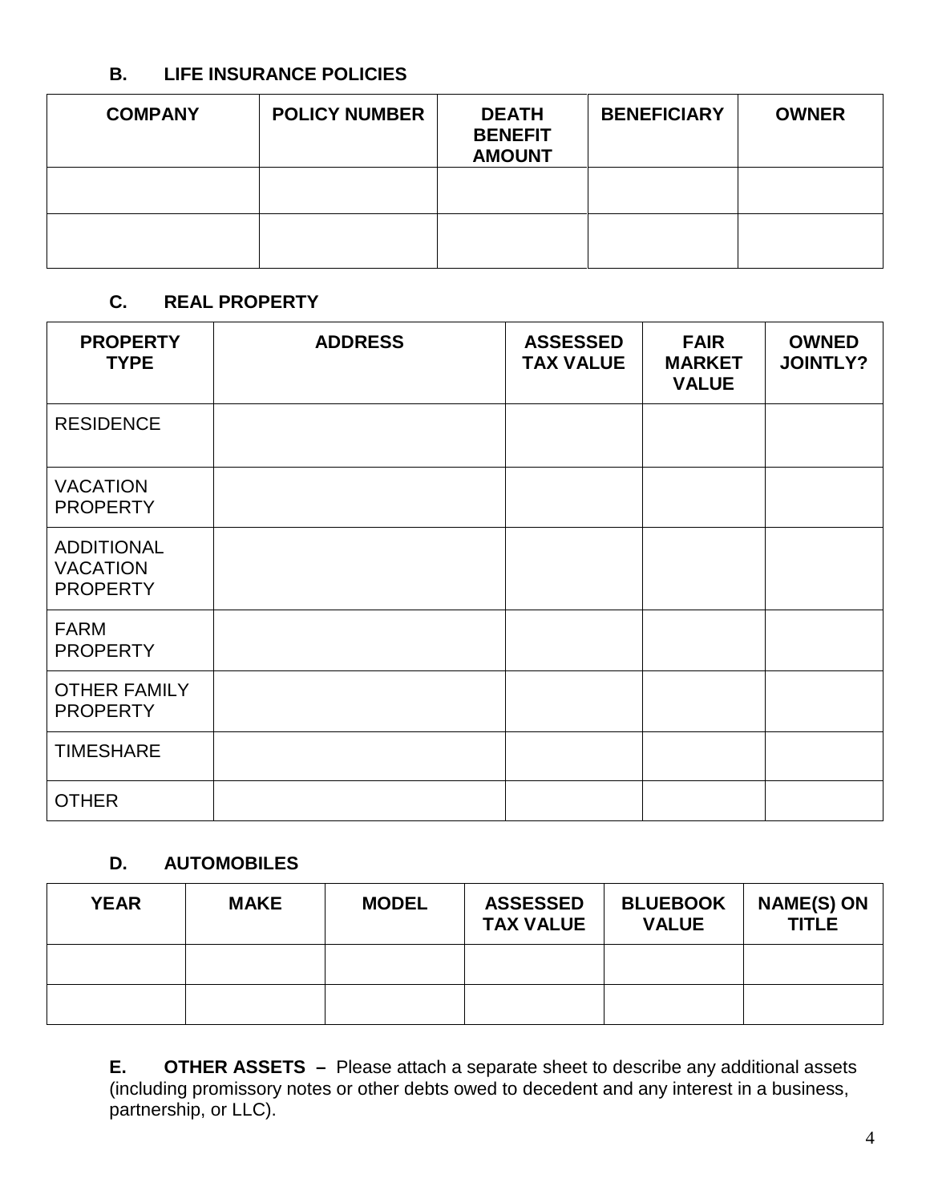### B. LIFE INSURANCE POLICIES

| COMPANY | POLICY NUMBER | DEATH BENEFIT AMOUNT | BENEFICIARY | OWNER |
|---|---|---|---|---|
| | | | | |
| | | | | |

### C. REAL PROPERTY

| PROPERTY TYPE | ADDRESS | ASSESSED TAX VALUE | FAIR MARKET VALUE | OWNED JOINTLY? |
|---|---|---|---|---|
| RESIDENCE | | | | |
| VACATION PROPERTY | | | | |
| ADDITIONAL VACATION PROPERTY | | | | |
| FARM PROPERTY | | | | |
| OTHER FAMILY PROPERTY | | | | |
| TIMESHARE | | | | |
| OTHER | | | | |

### D. AUTOMOBILES

| YEAR | MAKE | MODEL | ASSESSED TAX VALUE | BLUEBOOK VALUE | NAME(S) ON TITLE |
|---|---|---|---|---|---|
| | | | | | |
| | | | | | |

**E. OTHER ASSETS –** Please attach a separate sheet to describe any additional assets (including promissory notes or other debts owed to decedent and any interest in a business, partnership, or LLC).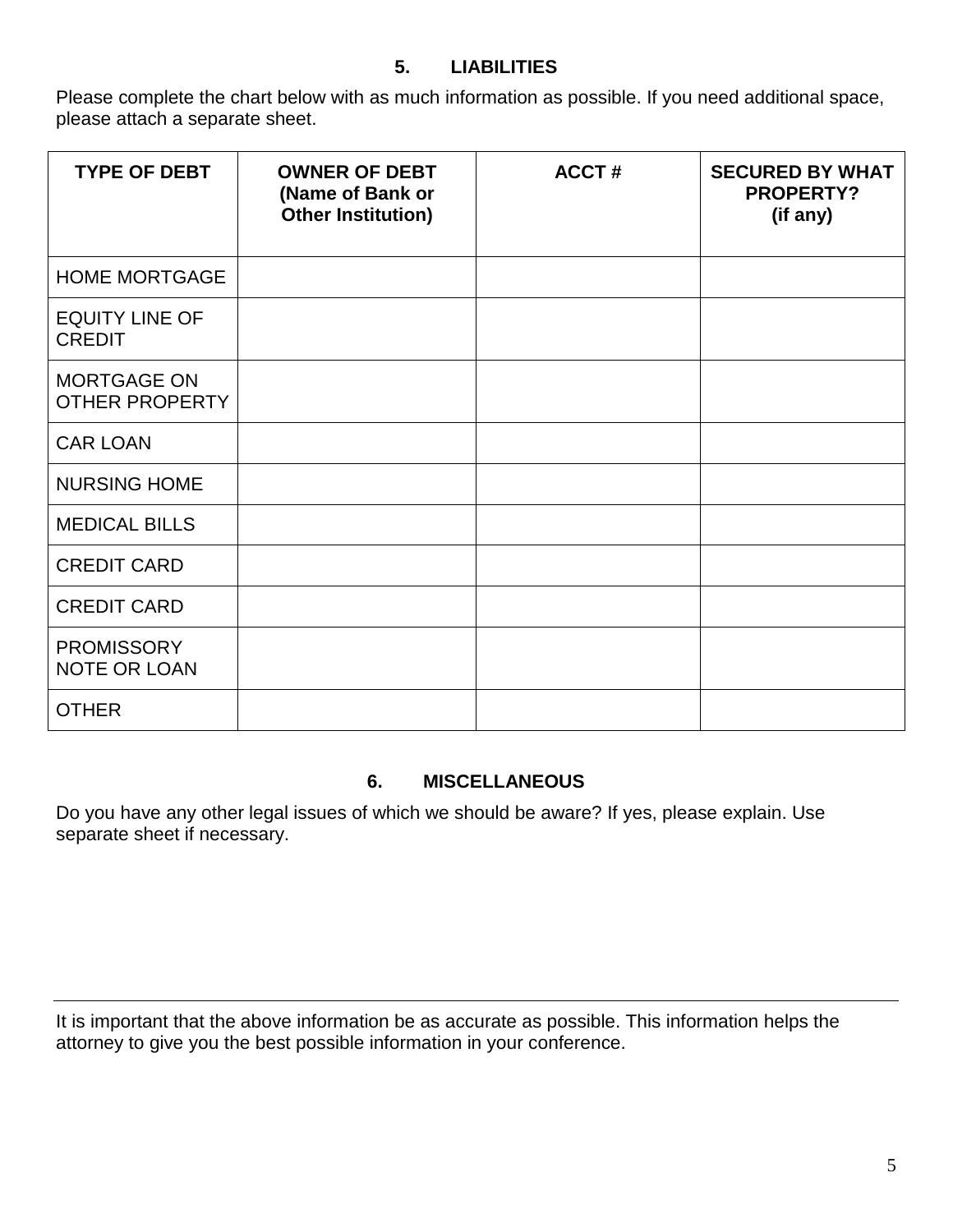## 5. LIABILITIES

Please complete the chart below with as much information as possible. If you need additional space, please attach a separate sheet.

| TYPE OF DEBT | OWNER OF DEBT (Name of Bank or Other Institution) | ACCT # | SECURED BY WHAT PROPERTY? (if any) |
|---|---|---|---|
| HOME MORTGAGE | | | |
| EQUITY LINE OF CREDIT | | | |
| MORTGAGE ON OTHER PROPERTY | | | |
| CAR LOAN | | | |
| NURSING HOME | | | |
| MEDICAL BILLS | | | |
| CREDIT CARD | | | |
| CREDIT CARD | | | |
| PROMISSORY NOTE OR LOAN | | | |
| OTHER | | | |

## 6. MISCELLANEOUS

Do you have any other legal issues of which we should be aware? If yes, please explain. Use separate sheet if necessary.

---

It is important that the above information be as accurate as possible. This information helps the attorney to give you the best possible information in your conference.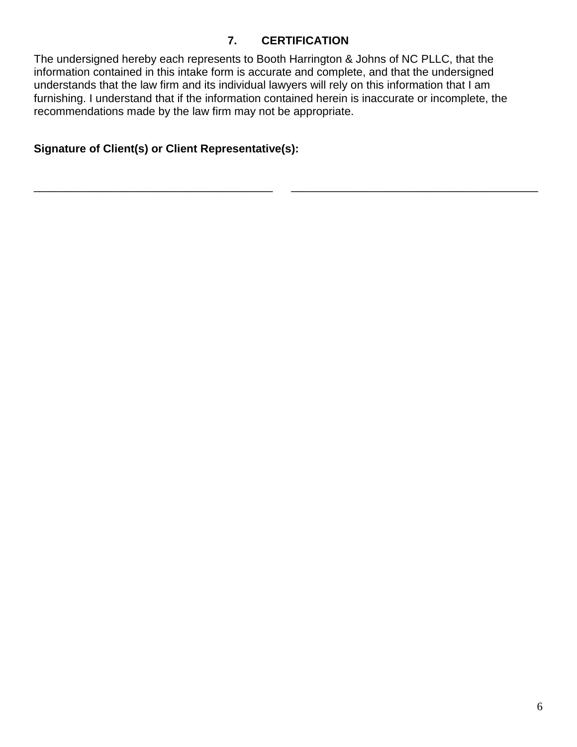## 7. CERTIFICATION

The undersigned hereby each represents to Booth Harrington & Johns of NC PLLC, that the information contained in this intake form is accurate and complete, and that the undersigned understands that the law firm and its individual lawyers will rely on this information that I am furnishing. I understand that if the information contained herein is inaccurate or incomplete, the recommendations made by the law firm may not be appropriate.

**Signature of Client(s) or Client Representative(s):**

_______________________________________ _______________________________________